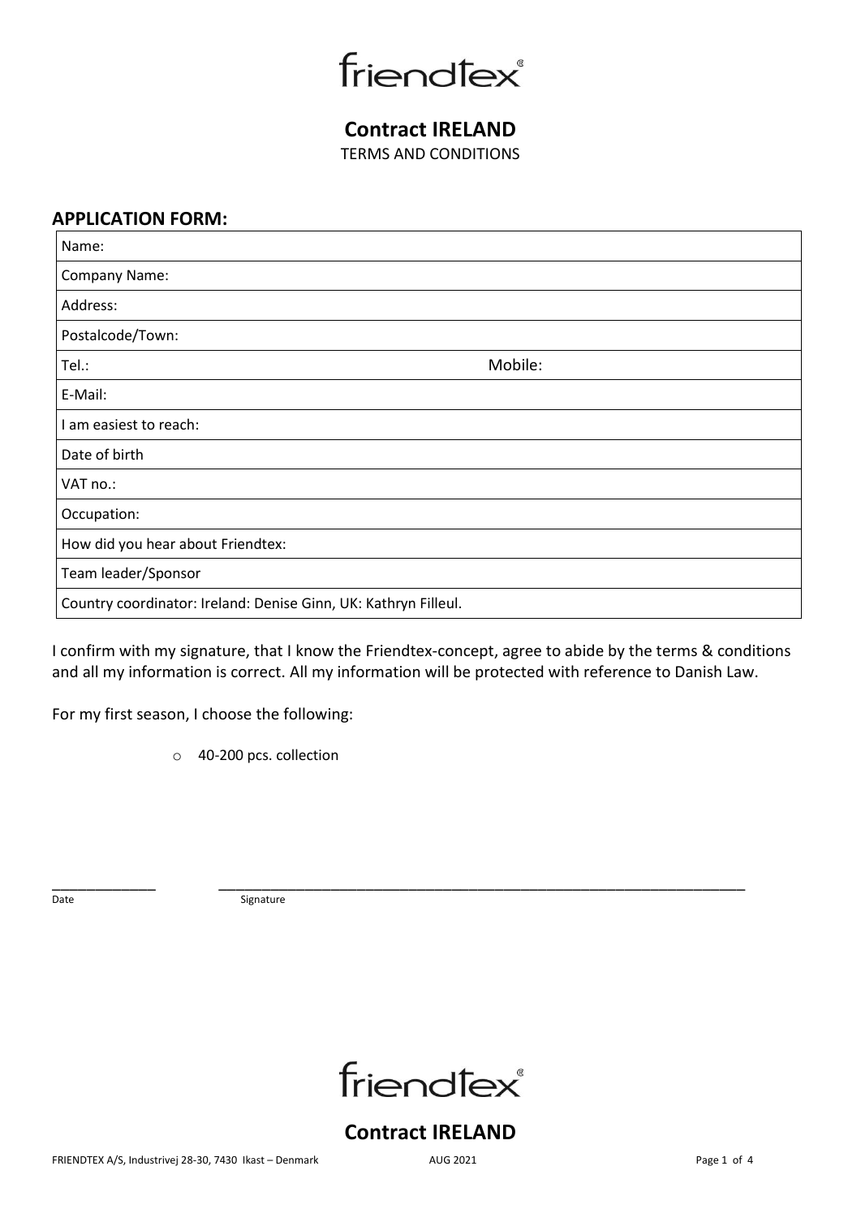friendtex

# Contract IRELAND

TERMS AND CONDITIONS

## APPLICATION FORM:

| Name: | |
|---|---|
| Company Name: | |
| Address: | |
| Postalcode/Town: | |
| Tel.: | Mobile: |
| E-Mail: | |
| I am easiest to reach: | |
| Date of birth | |
| VAT no.: | |
| Occupation: | |
| How did you hear about Friendtex: | |
| Team leader/Sponsor | |
| Country coordinator: Ireland: Denise Ginn, UK: Kathryn Filleul. | |

I confirm with my signature, that I know the Friendtex-concept, agree to abide by the terms & conditions and all my information is correct. All my information will be protected with reference to Danish Law.

For my first season, I choose the following:

- 40-200 pcs. collection

_____________ __________________________________________________________________

Date Signature

friendtex

# Contract IRELAND

FRIENDTEX A/S, Industrivej 28-30, 7430 Ikast – Denmark AUG 2021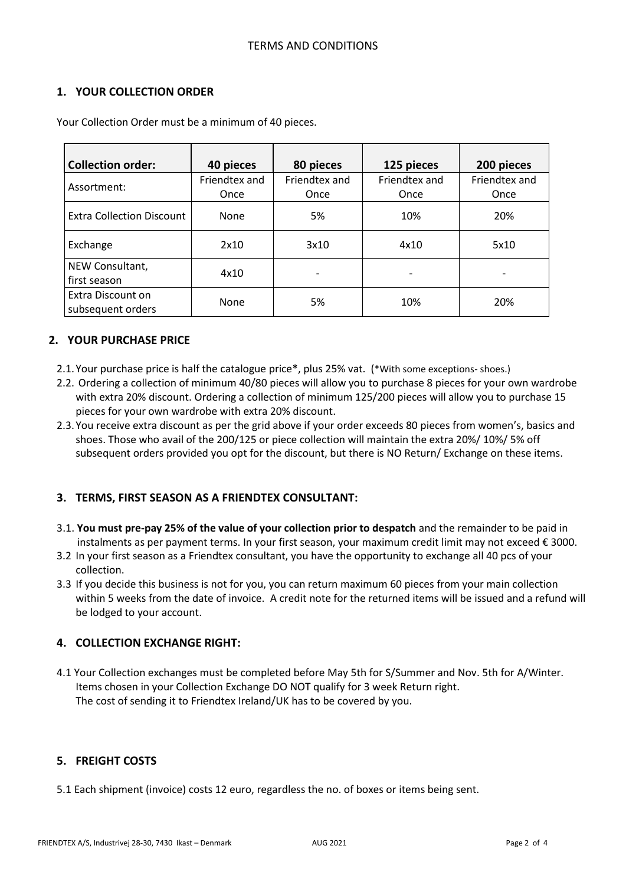TERMS AND CONDITIONS

## 1. YOUR COLLECTION ORDER

Your Collection Order must be a minimum of 40 pieces.

| Collection order: | 40 pieces | 80 pieces | 125 pieces | 200 pieces |
|---|---|---|---|---|
| Assortment: | Friendtex and Once | Friendtex and Once | Friendtex and Once | Friendtex and Once |
| Extra Collection Discount | None | 5% | 10% | 20% |
| Exchange | 2x10 | 3x10 | 4x10 | 5x10 |
| NEW Consultant, first season | 4x10 | - | - | - |
| Extra Discount on subsequent orders | None | 5% | 10% | 20% |

## 2. YOUR PURCHASE PRICE

2.1. Your purchase price is half the catalogue price*, plus 25% vat. (*With some exceptions- shoes.)

2.2. Ordering a collection of minimum 40/80 pieces will allow you to purchase 8 pieces for your own wardrobe with extra 20% discount. Ordering a collection of minimum 125/200 pieces will allow you to purchase 15 pieces for your own wardrobe with extra 20% discount.

2.3. You receive extra discount as per the grid above if your order exceeds 80 pieces from women's, basics and shoes. Those who avail of the 200/125 or piece collection will maintain the extra 20%/ 10%/ 5% off subsequent orders provided you opt for the discount, but there is NO Return/ Exchange on these items.

## 3. TERMS, FIRST SEASON AS A FRIENDTEX CONSULTANT:

3.1. **You must pre-pay 25% of the value of your collection prior to despatch** and the remainder to be paid in instalments as per payment terms. In your first season, your maximum credit limit may not exceed € 3000.

3.2 In your first season as a Friendtex consultant, you have the opportunity to exchange all 40 pcs of your collection.

3.3 If you decide this business is not for you, you can return maximum 60 pieces from your main collection within 5 weeks from the date of invoice. A credit note for the returned items will be issued and a refund will be lodged to your account.

## 4. COLLECTION EXCHANGE RIGHT:

4.1 Your Collection exchanges must be completed before May 5th for S/Summer and Nov. 5th for A/Winter. Items chosen in your Collection Exchange DO NOT qualify for 3 week Return right. The cost of sending it to Friendtex Ireland/UK has to be covered by you.

## 5. FREIGHT COSTS

5.1 Each shipment (invoice) costs 12 euro, regardless the no. of boxes or items being sent.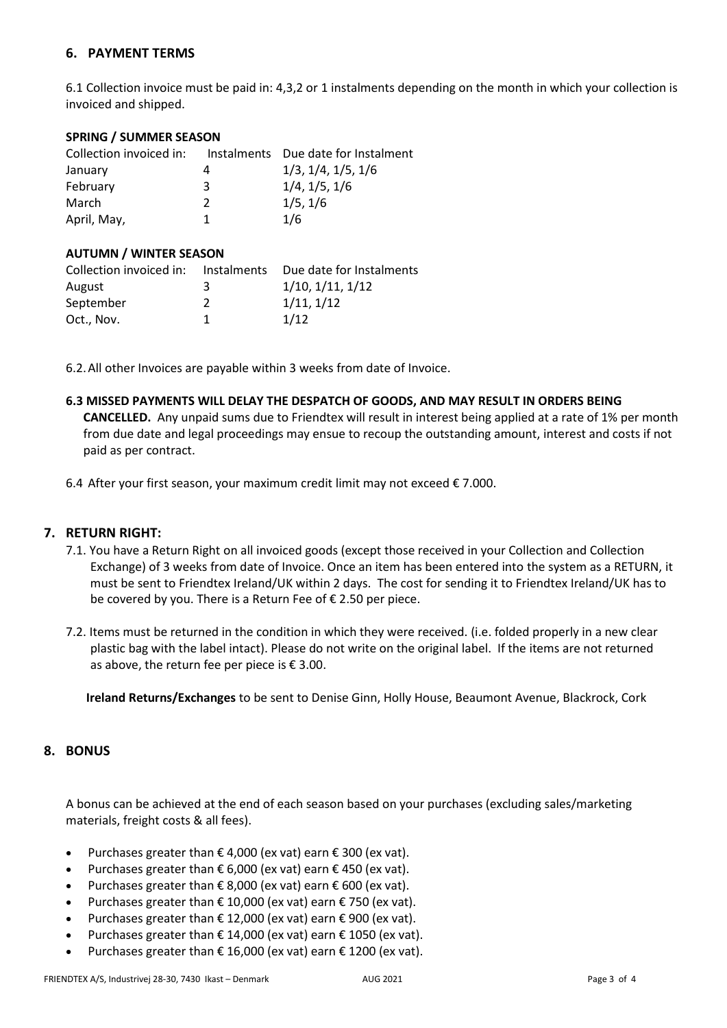## 6. PAYMENT TERMS

6.1 Collection invoice must be paid in: 4,3,2 or 1 instalments depending on the month in which your collection is invoiced and shipped.

**SPRING / SUMMER SEASON**

| Collection invoiced in: | Instalments | Due date for Instalment |
|---|---|---|
| January | 4 | 1/3, 1/4, 1/5, 1/6 |
| February | 3 | 1/4, 1/5, 1/6 |
| March | 2 | 1/5, 1/6 |
| April, May, | 1 | 1/6 |

**AUTUMN / WINTER SEASON**

| Collection invoiced in: | Instalments | Due date for Instalments |
|---|---|---|
| August | 3 | 1/10, 1/11, 1/12 |
| September | 2 | 1/11, 1/12 |
| Oct., Nov. | 1 | 1/12 |

6.2. All other Invoices are payable within 3 weeks from date of Invoice.

**6.3 MISSED PAYMENTS WILL DELAY THE DESPATCH OF GOODS, AND MAY RESULT IN ORDERS BEING CANCELLED.** Any unpaid sums due to Friendtex will result in interest being applied at a rate of 1% per month from due date and legal proceedings may ensue to recoup the outstanding amount, interest and costs if not paid as per contract.

6.4 After your first season, your maximum credit limit may not exceed € 7.000.

## 7. RETURN RIGHT:

7.1. You have a Return Right on all invoiced goods (except those received in your Collection and Collection Exchange) of 3 weeks from date of Invoice. Once an item has been entered into the system as a RETURN, it must be sent to Friendtex Ireland/UK within 2 days. The cost for sending it to Friendtex Ireland/UK has to be covered by you. There is a Return Fee of € 2.50 per piece.

7.2. Items must be returned in the condition in which they were received. (i.e. folded properly in a new clear plastic bag with the label intact). Please do not write on the original label. If the items are not returned as above, the return fee per piece is € 3.00.

**Ireland Returns/Exchanges** to be sent to Denise Ginn, Holly House, Beaumont Avenue, Blackrock, Cork

## 8. BONUS

A bonus can be achieved at the end of each season based on your purchases (excluding sales/marketing materials, freight costs & all fees).

- Purchases greater than € 4,000 (ex vat) earn € 300 (ex vat).
- Purchases greater than € 6,000 (ex vat) earn € 450 (ex vat).
- Purchases greater than € 8,000 (ex vat) earn € 600 (ex vat).
- Purchases greater than € 10,000 (ex vat) earn € 750 (ex vat).
- Purchases greater than € 12,000 (ex vat) earn € 900 (ex vat).
- Purchases greater than € 14,000 (ex vat) earn € 1050 (ex vat).
- Purchases greater than € 16,000 (ex vat) earn € 1200 (ex vat).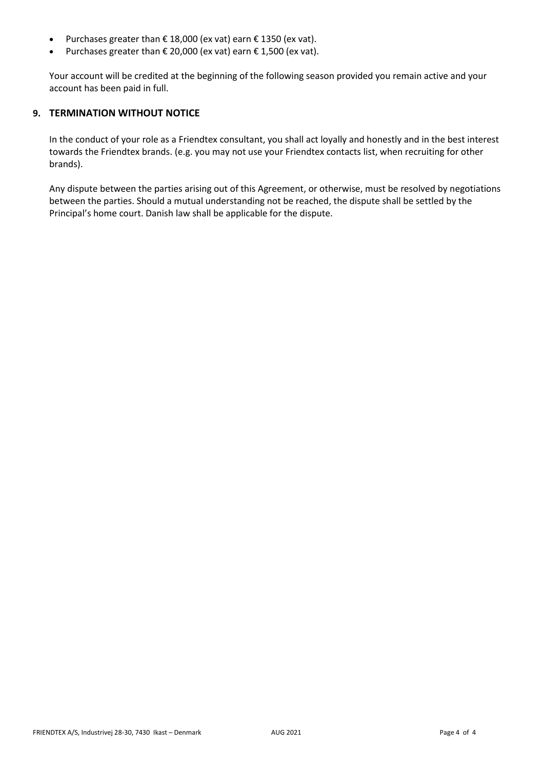- Purchases greater than € 18,000 (ex vat) earn € 1350 (ex vat).
- Purchases greater than € 20,000 (ex vat) earn € 1,500 (ex vat).

Your account will be credited at the beginning of the following season provided you remain active and your account has been paid in full.

## 9. TERMINATION WITHOUT NOTICE

In the conduct of your role as a Friendtex consultant, you shall act loyally and honestly and in the best interest towards the Friendtex brands. (e.g. you may not use your Friendtex contacts list, when recruiting for other brands).

Any dispute between the parties arising out of this Agreement, or otherwise, must be resolved by negotiations between the parties. Should a mutual understanding not be reached, the dispute shall be settled by the Principal's home court. Danish law shall be applicable for the dispute.